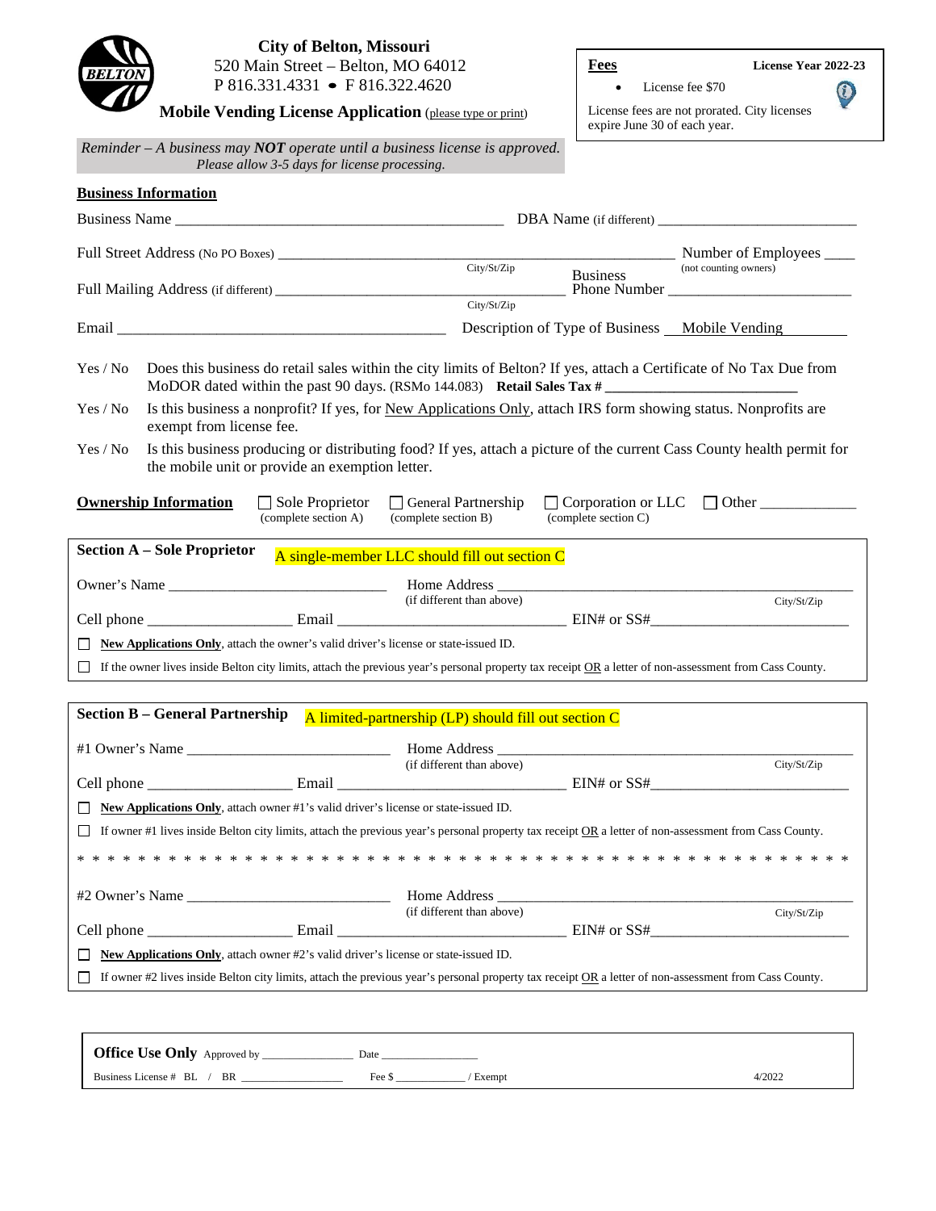**City of Belton, Missouri**
520 Main Street – Belton, MO 64012
P 816.331.4331 • F 816.322.4620

**Mobile Vending License Application** (please type or print)

**Fees** — **License Year 2022-23**

- License fee $70

License fees are not prorated. City licenses expire June 30 of each year.

*Reminder – A business may **NOT** operate until a business license is approved. Please allow 3-5 days for license processing.*

## Business Information

Business Name ______________________________ DBA Name (if different) ______________________________

Full Street Address (No PO Boxes) ______________________________ City/St/Zip — Number of Employees ____ (not counting owners)

Full Mailing Address (if different) ______________________________ City/St/Zip — Business Phone Number ______________________________

Email ______________________________ Description of Type of Business Mobile Vending

Yes / No — Does this business do retail sales within the city limits of Belton? If yes, attach a Certificate of No Tax Due from MoDOR dated within the past 90 days. (RSMo 144.083) **Retail Sales Tax #** ______________________________

Yes / No — Is this business a nonprofit? If yes, for New Applications Only, attach IRS form showing status. Nonprofits are exempt from license fee.

Yes / No — Is this business producing or distributing food? If yes, attach a picture of the current Cass County health permit for the mobile unit or provide an exemption letter.

**Ownership Information** ☐ Sole Proprietor (complete section A) ☐ General Partnership (complete section B) ☐ Corporation or LLC (complete section C) ☐ Other ____________

### Section A – Sole Proprietor

A single-member LLC should fill out section C

Owner's Name ______________________________ Home Address (if different than above) ______________________________ City/St/Zip

Cell phone ____________ Email ______________________________ EIN# or SS# ______________________________

☐ **New Applications Only**, attach the owner's valid driver's license or state-issued ID.

☐ If the owner lives inside Belton city limits, attach the previous year's personal property tax receipt OR a letter of non-assessment from Cass County.

### Section B – General Partnership

A limited-partnership (LP) should fill out section C

#1 Owner's Name ______________________________ Home Address (if different than above) ______________________________ City/St/Zip

Cell phone ____________ Email ______________________________ EIN# or SS# ______________________________

☐ **New Applications Only**, attach owner #1's valid driver's license or state-issued ID.

☐ If owner #1 lives inside Belton city limits, attach the previous year's personal property tax receipt OR a letter of non-assessment from Cass County.

* * * * * * * * * * * * * * * * * * * * * * * * * * * * * * * * * * * * * * * * * * * * * * * * * * * * *

#2 Owner's Name ______________________________ Home Address (if different than above) ______________________________ City/St/Zip

Cell phone ____________ Email ______________________________ EIN# or SS# ______________________________

☐ **New Applications Only**, attach owner #2's valid driver's license or state-issued ID.

☐ If owner #2 lives inside Belton city limits, attach the previous year's personal property tax receipt OR a letter of non-assessment from Cass County.

**Office Use Only** Approved by ______________ Date ______________

Business License # BL / BR ______________ Fee $ ____________ / Exempt

4/2022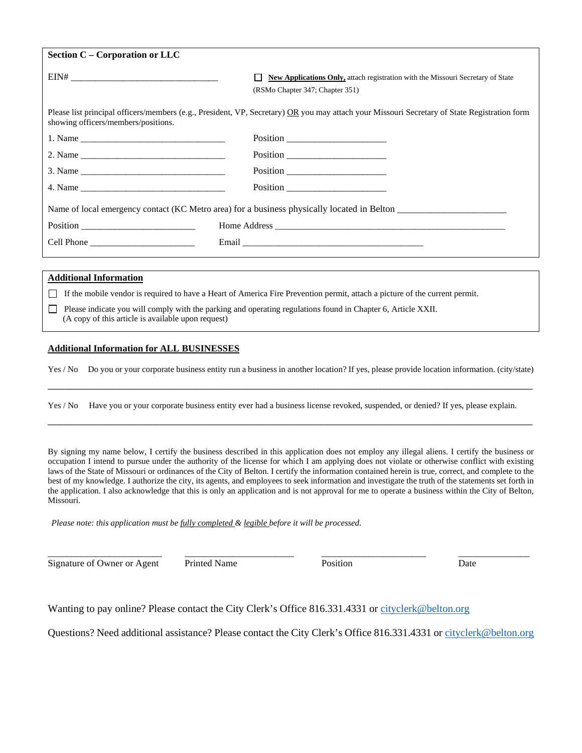**Section C – Corporation or LLC**

EIN# ________________________________

☐ **New Applications Only,** attach registration with the Missouri Secretary of State (RSMo Chapter 347; Chapter 351)

Please list principal officers/members (e.g., President, VP, Secretary) OR you may attach your Missouri Secretary of State Registration form showing officers/members/positions.

1. Name ________________________________ Position _____________________
2. Name ________________________________ Position _____________________
3. Name ________________________________ Position _____________________
4. Name ________________________________ Position _____________________

Name of local emergency contact (KC Metro area) for a business physically located in Belton _______________________

Position _________________________ Home Address ___________________________________________________

Cell Phone _______________________ Email ________________________________________

**Additional Information**

☐ If the mobile vendor is required to have a Heart of America Fire Prevention permit, attach a picture of the current permit.

☐ Please indicate you will comply with the parking and operating regulations found in Chapter 6, Article XXII. (A copy of this article is available upon request)

**Additional Information for ALL BUSINESSES**

Yes / No Do you or your corporate business entity run a business in another location? If yes, please provide location information. (city/state)

______________________________________________________________________________________________

Yes / No Have you or your corporate business entity ever had a business license revoked, suspended, or denied? If yes, please explain.

______________________________________________________________________________________________

By signing my name below, I certify the business described in this application does not employ any illegal aliens. I certify the business or occupation I intend to pursue under the authority of the license for which I am applying does not violate or otherwise conflict with existing laws of the State of Missouri or ordinances of the City of Belton. I certify the information contained herein is true, correct, and complete to the best of my knowledge. I authorize the city, its agents, and employees to seek information and investigate the truth of the statements set forth in the application. I also acknowledge that this is only an application and is not approval for me to operate a business within the City of Belton, Missouri.

*Please note: this application must be fully completed & legible before it will be processed.*

________________________ ________________________ ________________________ ________________

Signature of Owner or Agent    Printed Name    Position    Date

Wanting to pay online? Please contact the City Clerk's Office 816.331.4331 or cityclerk@belton.org

Questions? Need additional assistance? Please contact the City Clerk's Office 816.331.4331 or cityclerk@belton.org